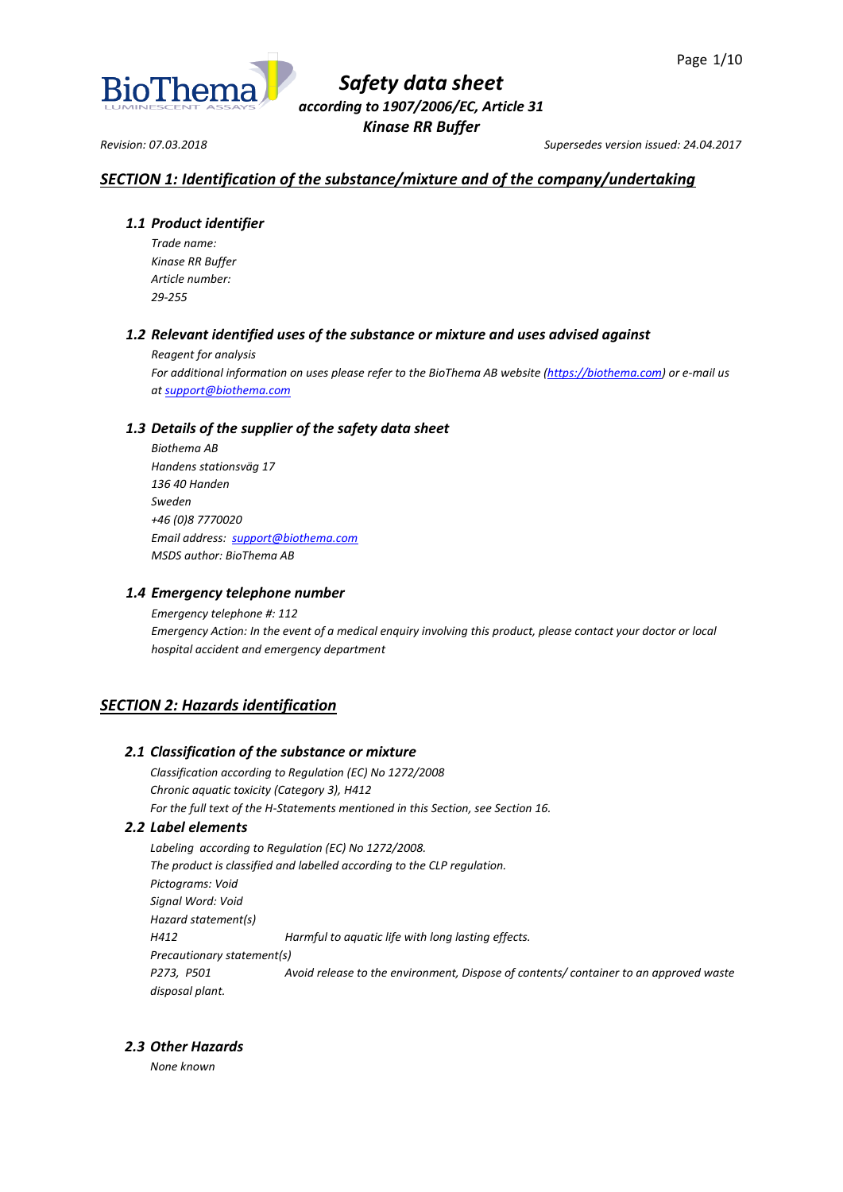# *Safety data sheet*

***according to 1907/2006/EC, Article 31***

***Kinase RR Buffer***

*Revision: 07.03.2018* *Supersedes version issued: 24.04.2017*

## *SECTION 1: Identification of the substance/mixture and of the company/undertaking*

### *1.1 Product identifier*

*Trade name:*
*Kinase RR Buffer*
*Article number:*
*29-255*

### *1.2 Relevant identified uses of the substance or mixture and uses advised against*

*Reagent for analysis*
*For additional information on uses please refer to the BioThema AB website ([https://biothema.com](https://biothema.com)) or e-mail us at [support@biothema.com](mailto:support@biothema.com)*

### *1.3 Details of the supplier of the safety data sheet*

*Biothema AB*
*Handens stationsväg 17*
*136 40 Handen*
*Sweden*
*+46 (0)8 7770020*
*Email address: [support@biothema.com](mailto:support@biothema.com)*
*MSDS author: BioThema AB*

### *1.4 Emergency telephone number*

*Emergency telephone #: 112*
*Emergency Action: In the event of a medical enquiry involving this product, please contact your doctor or local hospital accident and emergency department*

## *SECTION 2: Hazards identification*

### *2.1 Classification of the substance or mixture*

*Classification according to Regulation (EC) No 1272/2008*
*Chronic aquatic toxicity (Category 3), H412*
*For the full text of the H-Statements mentioned in this Section, see Section 16.*

### *2.2 Label elements*

*Labeling according to Regulation (EC) No 1272/2008.*
*The product is classified and labelled according to the CLP regulation.*
*Pictograms: Void*
*Signal Word: Void*
*Hazard statement(s)*
*H412* *Harmful to aquatic life with long lasting effects.*
*Precautionary statement(s)*
*P273, P501* *Avoid release to the environment, Dispose of contents/ container to an approved waste disposal plant.*

### *2.3 Other Hazards*

*None known*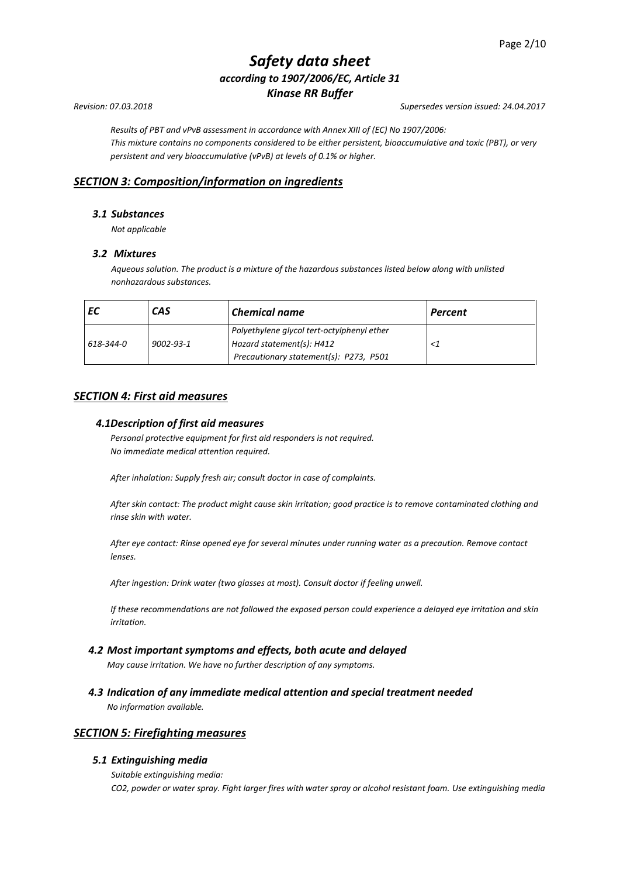*Results of PBT and vPvB assessment in accordance with Annex XIII of (EC) No 1907/2006:*
*This mixture contains no components considered to be either persistent, bioaccumulative and toxic (PBT), or very persistent and very bioaccumulative (vPvB) at levels of 0.1% or higher.*

## *SECTION 3: Composition/information on ingredients*

### *3.1 Substances*

*Not applicable*

### *3.2 Mixtures*

*Aqueous solution. The product is a mixture of the hazardous substances listed below along with unlisted nonhazardous substances.*

| *EC* | *CAS* | *Chemical name* | *Percent* |
|---|---|---|---|
| *618-344-0* | *9002-93-1* | *Polyethylene glycol tert-octylphenyl ether*<br>*Hazard statement(s): H412*<br>*Precautionary statement(s): P273, P501* | *<1* |

## *SECTION 4: First aid measures*

### *4.1Description of first aid measures*

*Personal protective equipment for first aid responders is not required.*
*No immediate medical attention required.*

*After inhalation: Supply fresh air; consult doctor in case of complaints.*

*After skin contact: The product might cause skin irritation; good practice is to remove contaminated clothing and rinse skin with water.*

*After eye contact: Rinse opened eye for several minutes under running water as a precaution. Remove contact lenses.*

*After ingestion: Drink water (two glasses at most). Consult doctor if feeling unwell.*

*If these recommendations are not followed the exposed person could experience a delayed eye irritation and skin irritation.*

### *4.2 Most important symptoms and effects, both acute and delayed*

*May cause irritation. We have no further description of any symptoms.*

### *4.3 Indication of any immediate medical attention and special treatment needed*

*No information available.*

## *SECTION 5: Firefighting measures*

### *5.1 Extinguishing media*

*Suitable extinguishing media:*
*$CO_2$, powder or water spray. Fight larger fires with water spray or alcohol resistant foam. Use extinguishing media*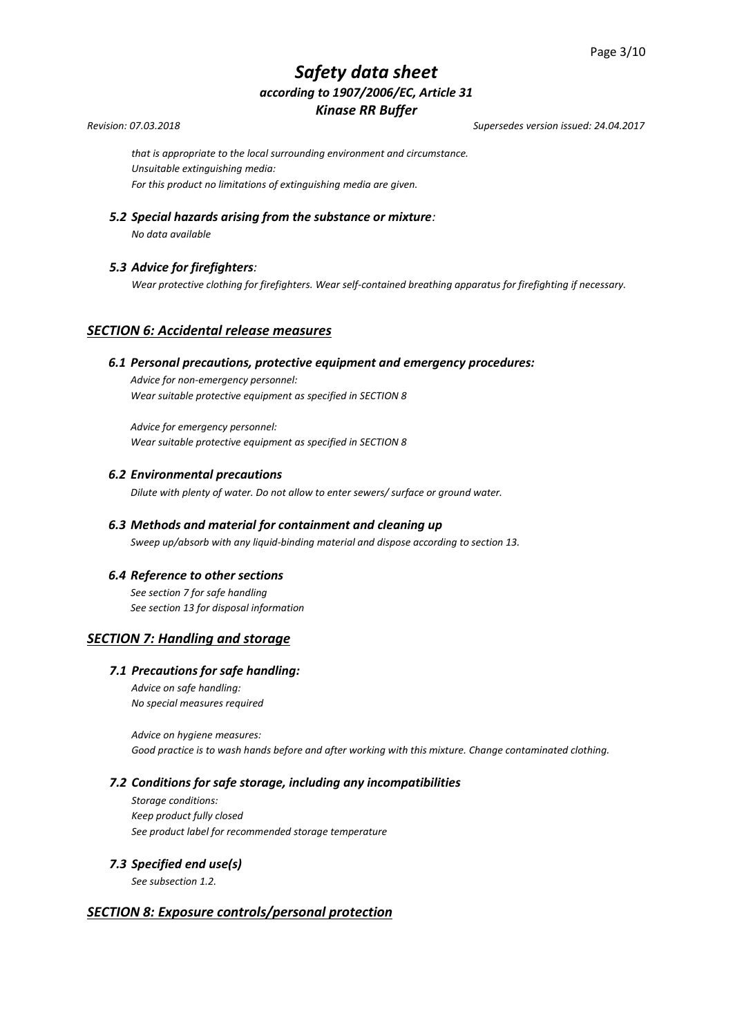*that is appropriate to the local surrounding environment and circumstance.*
*Unsuitable extinguishing media:*
*For this product no limitations of extinguishing media are given.*

### *5.2 Special hazards arising from the substance or mixture:*

*No data available*

### *5.3 Advice for firefighters:*

*Wear protective clothing for firefighters. Wear self-contained breathing apparatus for firefighting if necessary.*

## *SECTION 6: Accidental release measures*

### *6.1 Personal precautions, protective equipment and emergency procedures:*

*Advice for non-emergency personnel:*
*Wear suitable protective equipment as specified in SECTION 8*

*Advice for emergency personnel:*
*Wear suitable protective equipment as specified in SECTION 8*

### *6.2 Environmental precautions*

*Dilute with plenty of water. Do not allow to enter sewers/ surface or ground water.*

### *6.3 Methods and material for containment and cleaning up*

*Sweep up/absorb with any liquid-binding material and dispose according to section 13.*

### *6.4 Reference to other sections*

*See section 7 for safe handling*
*See section 13 for disposal information*

## *SECTION 7: Handling and storage*

### *7.1 Precautions for safe handling:*

*Advice on safe handling:*
*No special measures required*

*Advice on hygiene measures:*
*Good practice is to wash hands before and after working with this mixture. Change contaminated clothing.*

### *7.2 Conditions for safe storage, including any incompatibilities*

*Storage conditions:*
*Keep product fully closed*
*See product label for recommended storage temperature*

### *7.3 Specified end use(s)*

*See subsection 1.2.*

## *SECTION 8: Exposure controls/personal protection*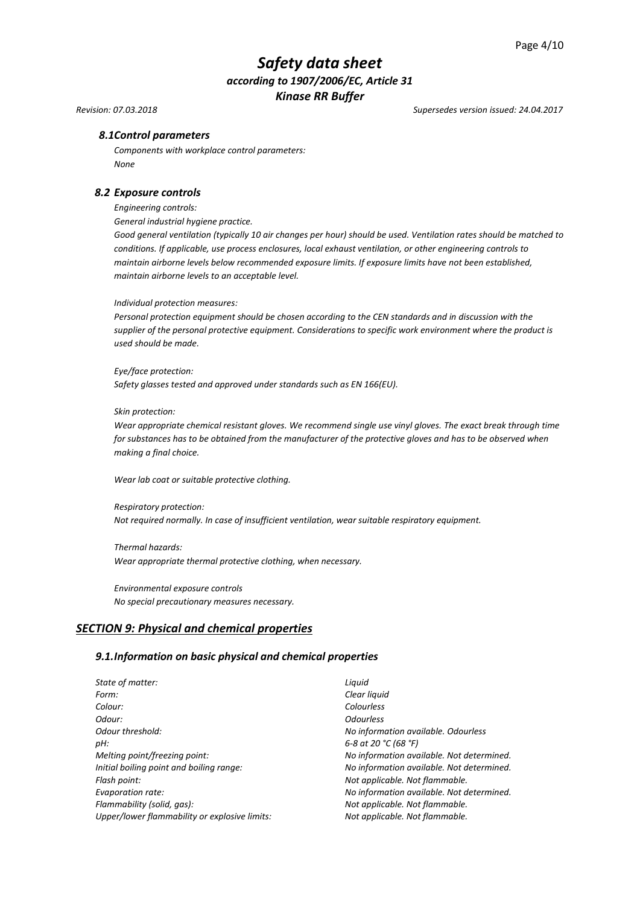### *8.1 Control parameters*

*Components with workplace control parameters:*
*None*

### *8.2 Exposure controls*

*Engineering controls:*
*General industrial hygiene practice.*
*Good general ventilation (typically 10 air changes per hour) should be used. Ventilation rates should be matched to conditions. If applicable, use process enclosures, local exhaust ventilation, or other engineering controls to maintain airborne levels below recommended exposure limits. If exposure limits have not been established, maintain airborne levels to an acceptable level.*

*Individual protection measures:*
*Personal protection equipment should be chosen according to the CEN standards and in discussion with the supplier of the personal protective equipment. Considerations to specific work environment where the product is used should be made.*

*Eye/face protection:*
*Safety glasses tested and approved under standards such as EN 166(EU).*

*Skin protection:*
*Wear appropriate chemical resistant gloves. We recommend single use vinyl gloves. The exact break through time for substances has to be obtained from the manufacturer of the protective gloves and has to be observed when making a final choice.*

*Wear lab coat or suitable protective clothing.*

*Respiratory protection:*
*Not required normally. In case of insufficient ventilation, wear suitable respiratory equipment.*

*Thermal hazards:*
*Wear appropriate thermal protective clothing, when necessary.*

*Environmental exposure controls*
*No special precautionary measures necessary.*

## *SECTION 9: Physical and chemical properties*

### *9.1. Information on basic physical and chemical properties*

| | |
|---|---|
| *State of matter:* | *Liquid* |
| *Form:* | *Clear liquid* |
| *Colour:* | *Colourless* |
| *Odour:* | *Odourless* |
| *Odour threshold:* | *No information available. Odourless* |
| *pH:* | *6-8 at 20 °C (68 °F)* |
| *Melting point/freezing point:* | *No information available. Not determined.* |
| *Initial boiling point and boiling range:* | *No information available. Not determined.* |
| *Flash point:* | *Not applicable. Not flammable.* |
| *Evaporation rate:* | *No information available. Not determined.* |
| *Flammability (solid, gas):* | *Not applicable. Not flammable.* |
| *Upper/lower flammability or explosive limits:* | *Not applicable. Not flammable.* |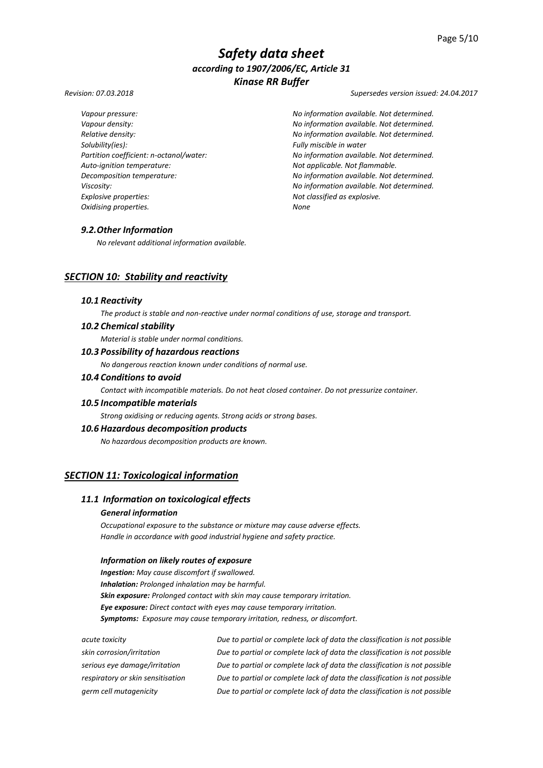*Revision: 07.03.2018* *Supersedes version issued: 24.04.2017*

| | |
|---|---|
| *Vapour pressure:* | *No information available. Not determined.* |
| *Vapour density:* | *No information available. Not determined.* |
| *Relative density:* | *No information available. Not determined.* |
| *Solubility(ies):* | *Fully miscible in water* |
| *Partition coefficient: n-octanol/water:* | *No information available. Not determined.* |
| *Auto-ignition temperature:* | *Not applicable. Not flammable.* |
| *Decomposition temperature:* | *No information available. Not determined.* |
| *Viscosity:* | *No information available. Not determined.* |
| *Explosive properties:* | *Not classified as explosive.* |
| *Oxidising properties.* | *None* |

### *9.2. Other Information*

*No relevant additional information available.*

## ***SECTION 10: Stability and reactivity***

### *10.1 Reactivity*

*The product is stable and non-reactive under normal conditions of use, storage and transport.*

### *10.2 Chemical stability*

*Material is stable under normal conditions.*

### *10.3 Possibility of hazardous reactions*

*No dangerous reaction known under conditions of normal use.*

### *10.4 Conditions to avoid*

*Contact with incompatible materials. Do not heat closed container. Do not pressurize container.*

### *10.5 Incompatible materials*

*Strong oxidising or reducing agents. Strong acids or strong bases.*

### *10.6 Hazardous decomposition products*

*No hazardous decomposition products are known.*

## ***SECTION 11: Toxicological information***

### *11.1 Information on toxicological effects*

#### ***General information***

*Occupational exposure to the substance or mixture may cause adverse effects.*
*Handle in accordance with good industrial hygiene and safety practice.*

#### ***Information on likely routes of exposure***

***Ingestion:*** *May cause discomfort if swallowed.*
***Inhalation:*** *Prolonged inhalation may be harmful.*
***Skin exposure:*** *Prolonged contact with skin may cause temporary irritation.*
***Eye exposure:*** *Direct contact with eyes may cause temporary irritation.*
***Symptoms:*** *Exposure may cause temporary irritation, redness, or discomfort.*

| | |
|---|---|
| *acute toxicity* | *Due to partial or complete lack of data the classification is not possible* |
| *skin corrosion/irritation* | *Due to partial or complete lack of data the classification is not possible* |
| *serious eye damage/irritation* | *Due to partial or complete lack of data the classification is not possible* |
| *respiratory or skin sensitisation* | *Due to partial or complete lack of data the classification is not possible* |
| *germ cell mutagenicity* | *Due to partial or complete lack of data the classification is not possible* |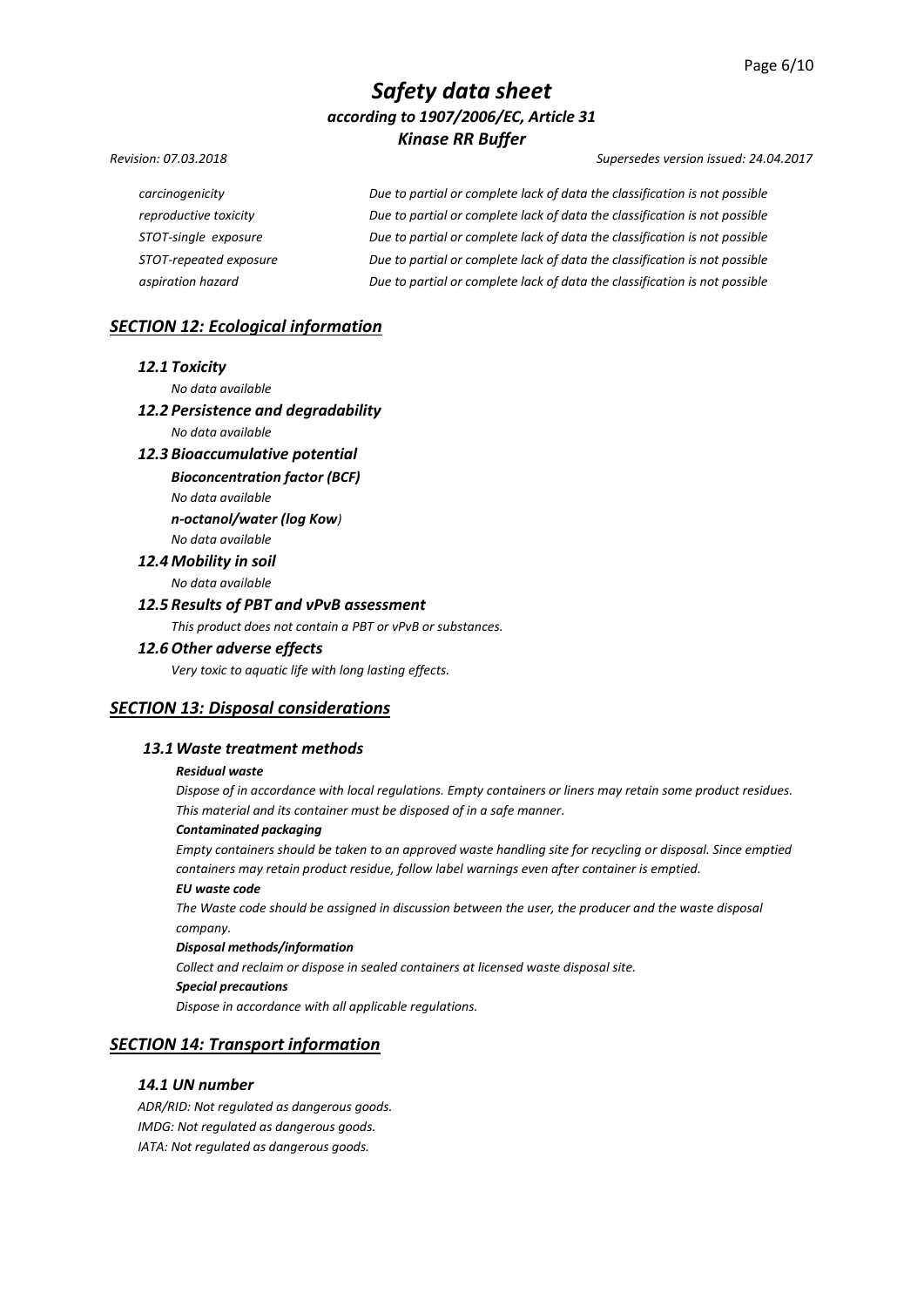| | |
|---|---|
| carcinogenicity | Due to partial or complete lack of data the classification is not possible |
| reproductive toxicity | Due to partial or complete lack of data the classification is not possible |
| STOT-single exposure | Due to partial or complete lack of data the classification is not possible |
| STOT-repeated exposure | Due to partial or complete lack of data the classification is not possible |
| aspiration hazard | Due to partial or complete lack of data the classification is not possible |

## SECTION 12: Ecological information

### 12.1 Toxicity

*No data available*

### 12.2 Persistence and degradability

*No data available*

### 12.3 Bioaccumulative potential

***Bioconcentration factor (BCF)***

*No data available*

***n-octanol/water (log Kow)***

*No data available*

### 12.4 Mobility in soil

*No data available*

### 12.5 Results of PBT and vPvB assessment

*This product does not contain a PBT or vPvB or substances.*

### 12.6 Other adverse effects

*Very toxic to aquatic life with long lasting effects.*

## SECTION 13: Disposal considerations

### 13.1 Waste treatment methods

***Residual waste***

*Dispose of in accordance with local regulations. Empty containers or liners may retain some product residues. This material and its container must be disposed of in a safe manner.*

***Contaminated packaging***

*Empty containers should be taken to an approved waste handling site for recycling or disposal. Since emptied containers may retain product residue, follow label warnings even after container is emptied.*

***EU waste code***

*The Waste code should be assigned in discussion between the user, the producer and the waste disposal company.*

***Disposal methods/information***

*Collect and reclaim or dispose in sealed containers at licensed waste disposal site.*

***Special precautions***

*Dispose in accordance with all applicable regulations.*

## SECTION 14: Transport information

### 14.1 UN number

*ADR/RID: Not regulated as dangerous goods.*
*IMDG: Not regulated as dangerous goods.*
*IATA: Not regulated as dangerous goods.*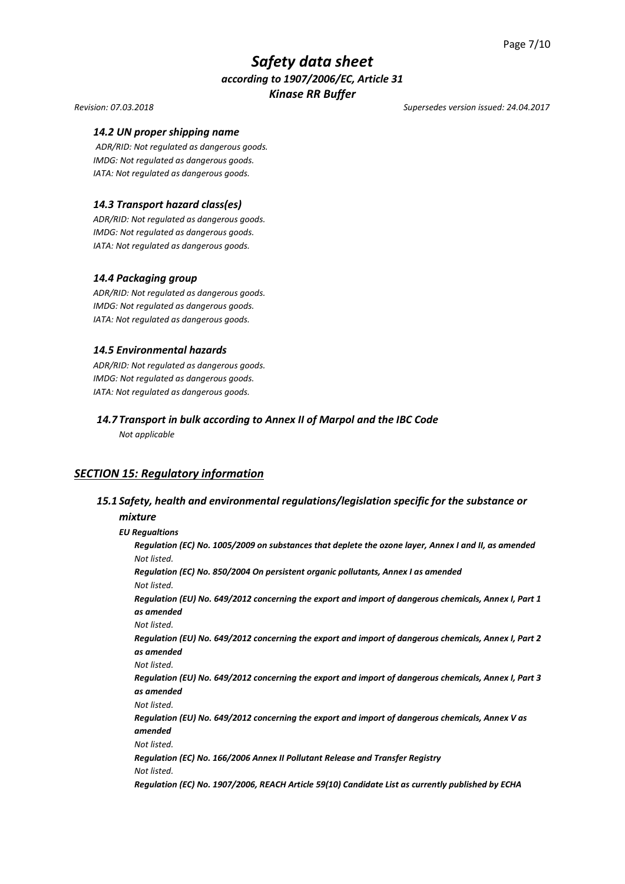#### *14.2 UN proper shipping name*

*ADR/RID: Not regulated as dangerous goods.*
*IMDG: Not regulated as dangerous goods.*
*IATA: Not regulated as dangerous goods.*

#### *14.3 Transport hazard class(es)*

*ADR/RID: Not regulated as dangerous goods.*
*IMDG: Not regulated as dangerous goods.*
*IATA: Not regulated as dangerous goods.*

#### *14.4 Packaging group*

*ADR/RID: Not regulated as dangerous goods.*
*IMDG: Not regulated as dangerous goods.*
*IATA: Not regulated as dangerous goods.*

#### *14.5 Environmental hazards*

*ADR/RID: Not regulated as dangerous goods.*
*IMDG: Not regulated as dangerous goods.*
*IATA: Not regulated as dangerous goods.*

#### *14.7 Transport in bulk according to Annex II of Marpol and the IBC Code*

*Not applicable*

## *SECTION 15: Regulatory information*

### *15.1 Safety, health and environmental regulations/legislation specific for the substance or mixture*

***EU Regualtions***

***Regulation (EC) No. 1005/2009 on substances that deplete the ozone layer, Annex I and II, as amended***
*Not listed.*

***Regulation (EC) No. 850/2004 On persistent organic pollutants, Annex I as amended***
*Not listed.*

***Regulation (EU) No. 649/2012 concerning the export and import of dangerous chemicals, Annex I, Part 1 as amended***
*Not listed.*

***Regulation (EU) No. 649/2012 concerning the export and import of dangerous chemicals, Annex I, Part 2 as amended***
*Not listed.*

***Regulation (EU) No. 649/2012 concerning the export and import of dangerous chemicals, Annex I, Part 3 as amended***
*Not listed.*

***Regulation (EU) No. 649/2012 concerning the export and import of dangerous chemicals, Annex V as amended***
*Not listed.*

***Regulation (EC) No. 166/2006 Annex II Pollutant Release and Transfer Registry***
*Not listed.*

***Regulation (EC) No. 1907/2006, REACH Article 59(10) Candidate List as currently published by ECHA***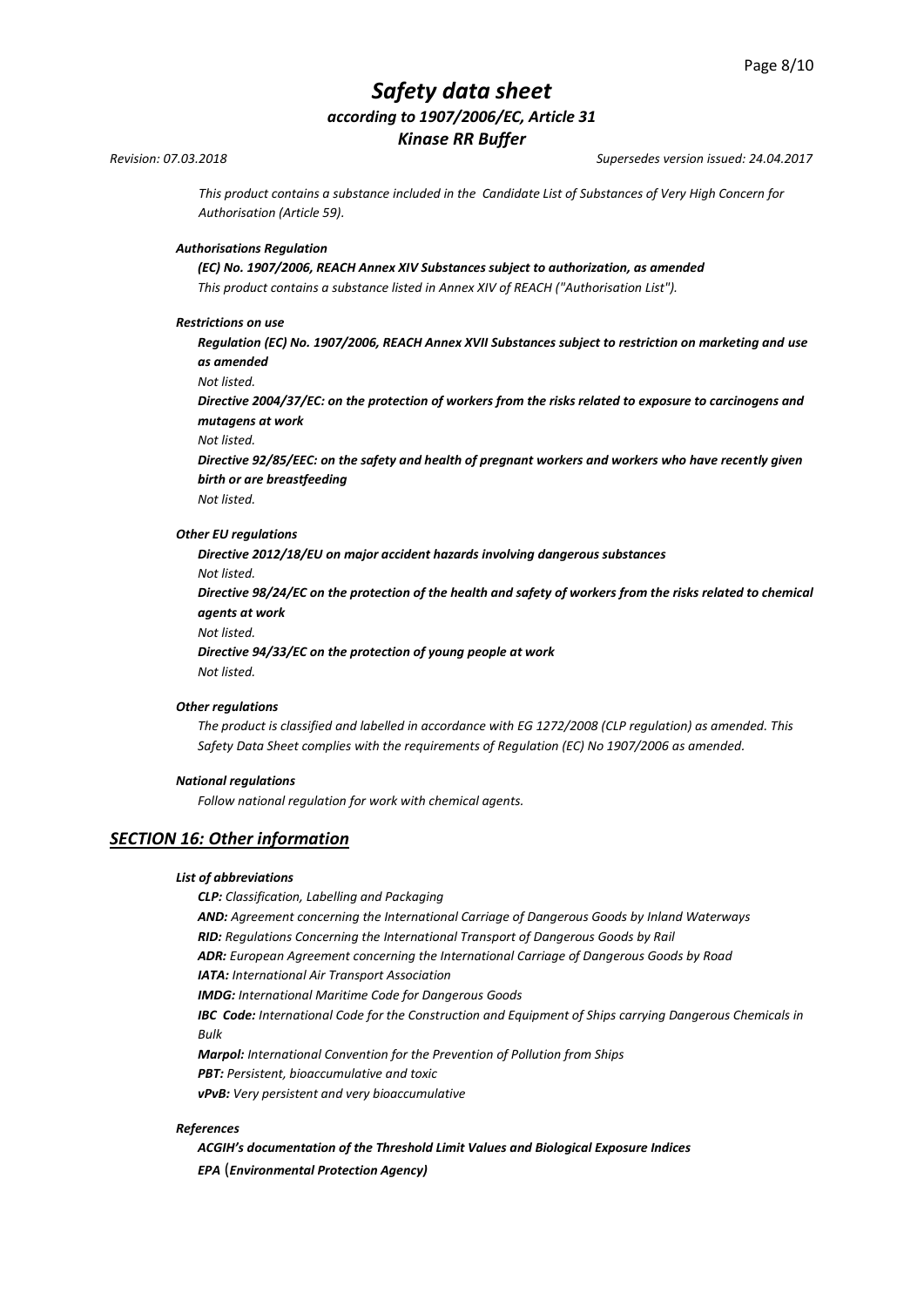*This product contains a substance included in the Candidate List of Substances of Very High Concern for Authorisation (Article 59).*

***Authorisations Regulation***

***(EC) No. 1907/2006, REACH Annex XIV Substances subject to authorization, as amended***

*This product contains a substance listed in Annex XIV of REACH ("Authorisation List").*

***Restrictions on use***

***Regulation (EC) No. 1907/2006, REACH Annex XVII Substances subject to restriction on marketing and use as amended***

*Not listed.*

***Directive 2004/37/EC: on the protection of workers from the risks related to exposure to carcinogens and mutagens at work***

*Not listed.*

***Directive 92/85/EEC: on the safety and health of pregnant workers and workers who have recently given birth or are breastfeeding***

*Not listed.*

***Other EU regulations***

***Directive 2012/18/EU on major accident hazards involving dangerous substances***

*Not listed.*

***Directive 98/24/EC on the protection of the health and safety of workers from the risks related to chemical agents at work***

*Not listed.*

***Directive 94/33/EC on the protection of young people at work***

*Not listed.*

***Other regulations***

*The product is classified and labelled in accordance with EG 1272/2008 (CLP regulation) as amended. This Safety Data Sheet complies with the requirements of Regulation (EC) No 1907/2006 as amended.*

***National regulations***

*Follow national regulation for work with chemical agents.*

## ***SECTION 16: Other information***

***List of abbreviations***

***CLP:*** *Classification, Labelling and Packaging*
***AND:*** *Agreement concerning the International Carriage of Dangerous Goods by Inland Waterways*
***RID:*** *Regulations Concerning the International Transport of Dangerous Goods by Rail*
***ADR:*** *European Agreement concerning the International Carriage of Dangerous Goods by Road*
***IATA:*** *International Air Transport Association*
***IMDG:*** *International Maritime Code for Dangerous Goods*
***IBC Code:*** *International Code for the Construction and Equipment of Ships carrying Dangerous Chemicals in Bulk*
***Marpol:*** *International Convention for the Prevention of Pollution from Ships*
***PBT:*** *Persistent, bioaccumulative and toxic*
***vPvB:*** *Very persistent and very bioaccumulative*

***References***

***ACGIH's documentation of the Threshold Limit Values and Biological Exposure Indices***
***EPA (Environmental Protection Agency)***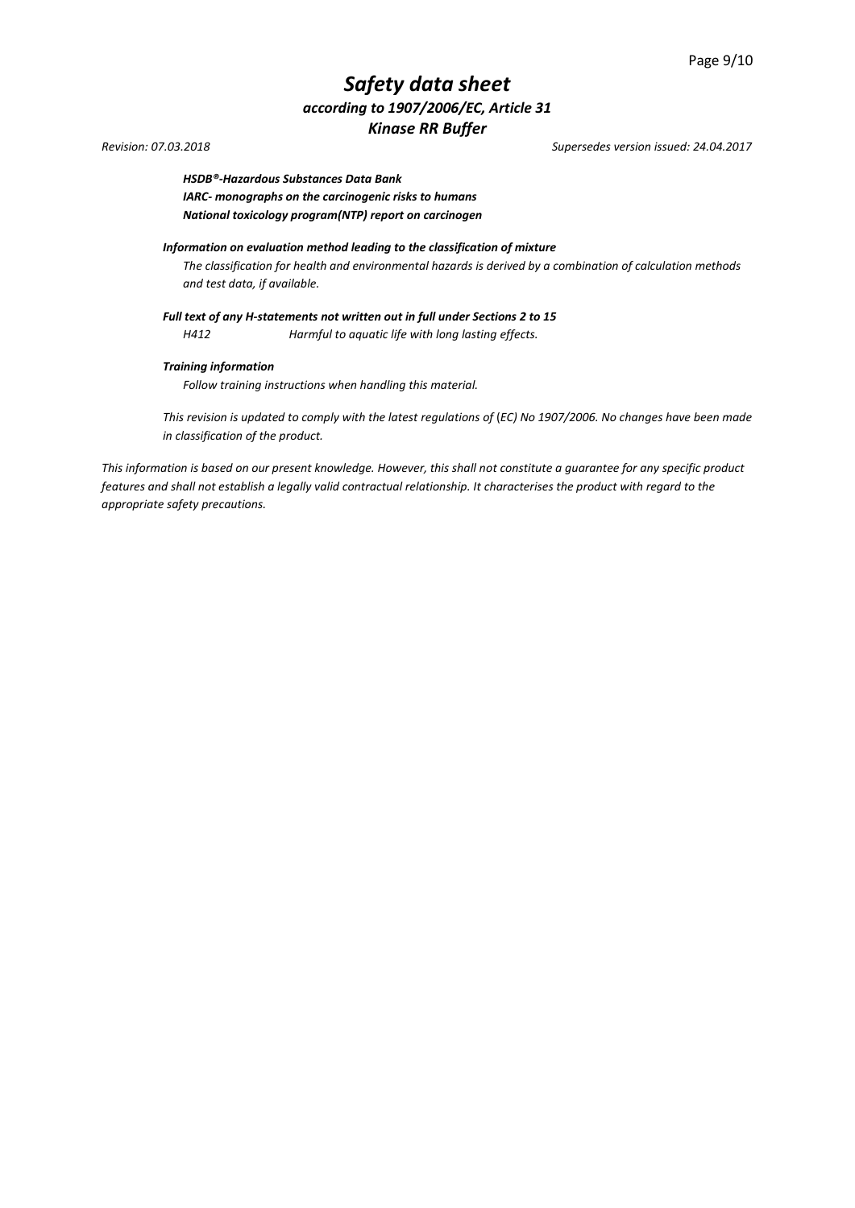*HSDB®-Hazardous Substances Data Bank*
*IARC- monographs on the carcinogenic risks to humans*
*National toxicology program(NTP) report on carcinogen*

***Information on evaluation method leading to the classification of mixture***

*The classification for health and environmental hazards is derived by a combination of calculation methods and test data, if available.*

***Full text of any H-statements not written out in full under Sections 2 to 15***

*H412 Harmful to aquatic life with long lasting effects.*

***Training information***

*Follow training instructions when handling this material.*

*This revision is updated to comply with the latest regulations of (EC) No 1907/2006. No changes have been made in classification of the product.*

*This information is based on our present knowledge. However, this shall not constitute a guarantee for any specific product features and shall not establish a legally valid contractual relationship. It characterises the product with regard to the appropriate safety precautions.*